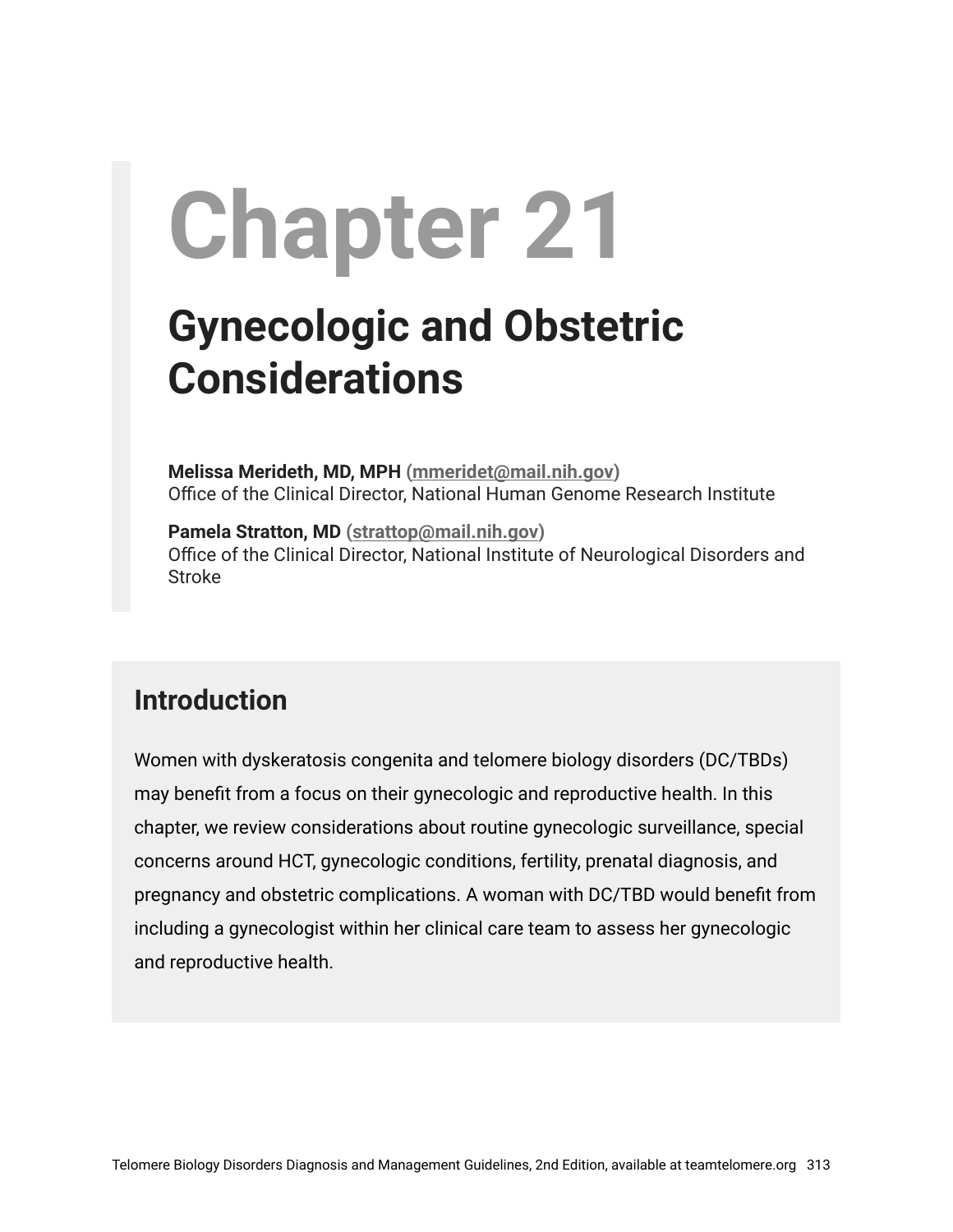# Chapter 21

## Gynecologic and Obstetric Considerations

**Melissa Merideth, MD, MPH (mmeridet@mail.nih.gov)**
Office of the Clinical Director, National Human Genome Research Institute

**Pamela Stratton, MD (strattop@mail.nih.gov)**
Office of the Clinical Director, National Institute of Neurological Disorders and Stroke

## Introduction

Women with dyskeratosis congenita and telomere biology disorders (DC/TBDs) may benefit from a focus on their gynecologic and reproductive health. In this chapter, we review considerations about routine gynecologic surveillance, special concerns around HCT, gynecologic conditions, fertility, prenatal diagnosis, and pregnancy and obstetric complications. A woman with DC/TBD would benefit from including a gynecologist within her clinical care team to assess her gynecologic and reproductive health.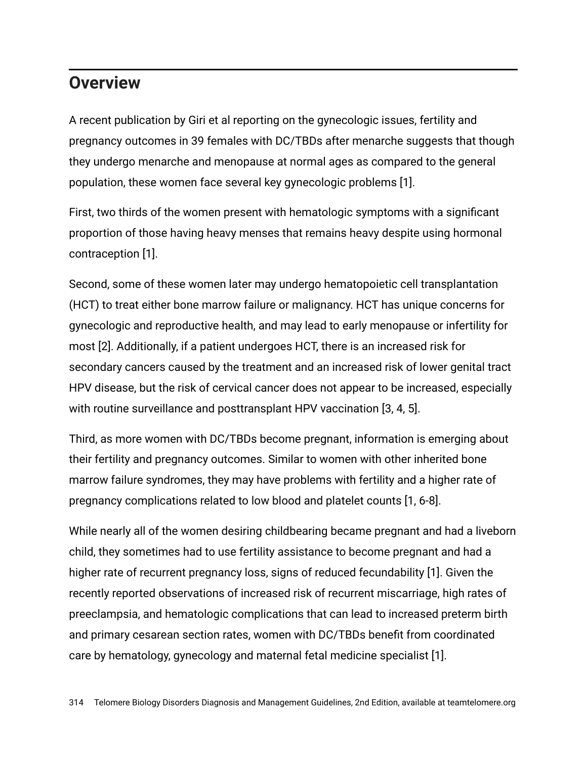## Overview

A recent publication by Giri et al reporting on the gynecologic issues, fertility and pregnancy outcomes in 39 females with DC/TBDs after menarche suggests that though they undergo menarche and menopause at normal ages as compared to the general population, these women face several key gynecologic problems [1].

First, two thirds of the women present with hematologic symptoms with a significant proportion of those having heavy menses that remains heavy despite using hormonal contraception [1].

Second, some of these women later may undergo hematopoietic cell transplantation (HCT) to treat either bone marrow failure or malignancy. HCT has unique concerns for gynecologic and reproductive health, and may lead to early menopause or infertility for most [2]. Additionally, if a patient undergoes HCT, there is an increased risk for secondary cancers caused by the treatment and an increased risk of lower genital tract HPV disease, but the risk of cervical cancer does not appear to be increased, especially with routine surveillance and posttransplant HPV vaccination [3, 4, 5].

Third, as more women with DC/TBDs become pregnant, information is emerging about their fertility and pregnancy outcomes. Similar to women with other inherited bone marrow failure syndromes, they may have problems with fertility and a higher rate of pregnancy complications related to low blood and platelet counts [1, 6-8].

While nearly all of the women desiring childbearing became pregnant and had a liveborn child, they sometimes had to use fertility assistance to become pregnant and had a higher rate of recurrent pregnancy loss, signs of reduced fecundability [1]. Given the recently reported observations of increased risk of recurrent miscarriage, high rates of preeclampsia, and hematologic complications that can lead to increased preterm birth and primary cesarean section rates, women with DC/TBDs benefit from coordinated care by hematology, gynecology and maternal fetal medicine specialist [1].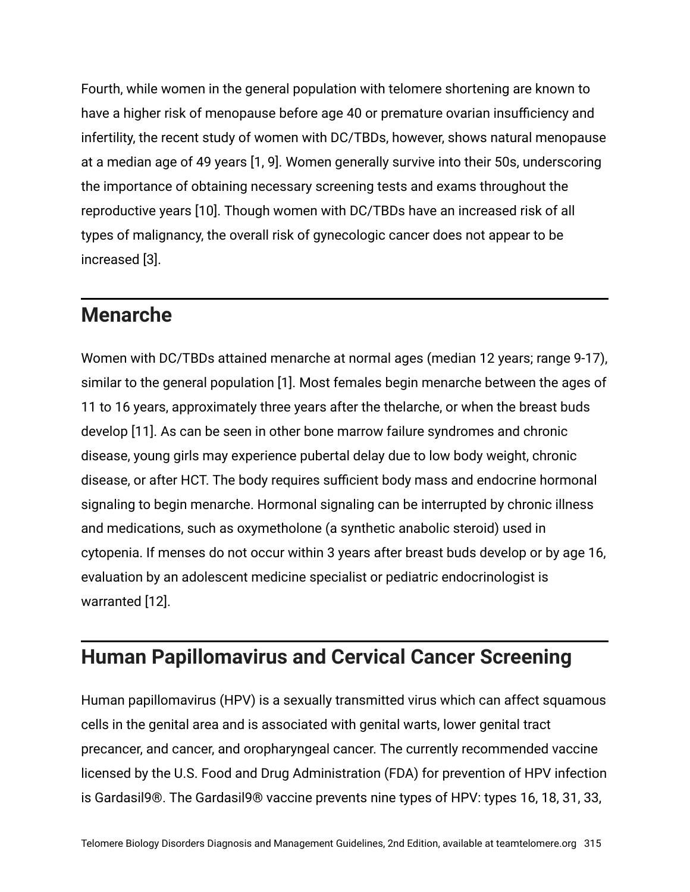Fourth, while women in the general population with telomere shortening are known to have a higher risk of menopause before age 40 or premature ovarian insufficiency and infertility, the recent study of women with DC/TBDs, however, shows natural menopause at a median age of 49 years [1, 9]. Women generally survive into their 50s, underscoring the importance of obtaining necessary screening tests and exams throughout the reproductive years [10]. Though women with DC/TBDs have an increased risk of all types of malignancy, the overall risk of gynecologic cancer does not appear to be increased [3].

## Menarche

Women with DC/TBDs attained menarche at normal ages (median 12 years; range 9-17), similar to the general population [1]. Most females begin menarche between the ages of 11 to 16 years, approximately three years after the thelarche, or when the breast buds develop [11]. As can be seen in other bone marrow failure syndromes and chronic disease, young girls may experience pubertal delay due to low body weight, chronic disease, or after HCT. The body requires sufficient body mass and endocrine hormonal signaling to begin menarche. Hormonal signaling can be interrupted by chronic illness and medications, such as oxymetholone (a synthetic anabolic steroid) used in cytopenia. If menses do not occur within 3 years after breast buds develop or by age 16, evaluation by an adolescent medicine specialist or pediatric endocrinologist is warranted [12].

## Human Papillomavirus and Cervical Cancer Screening

Human papillomavirus (HPV) is a sexually transmitted virus which can affect squamous cells in the genital area and is associated with genital warts, lower genital tract precancer, and cancer, and oropharyngeal cancer. The currently recommended vaccine licensed by the U.S. Food and Drug Administration (FDA) for prevention of HPV infection is Gardasil9®. The Gardasil9® vaccine prevents nine types of HPV: types 16, 18, 31, 33,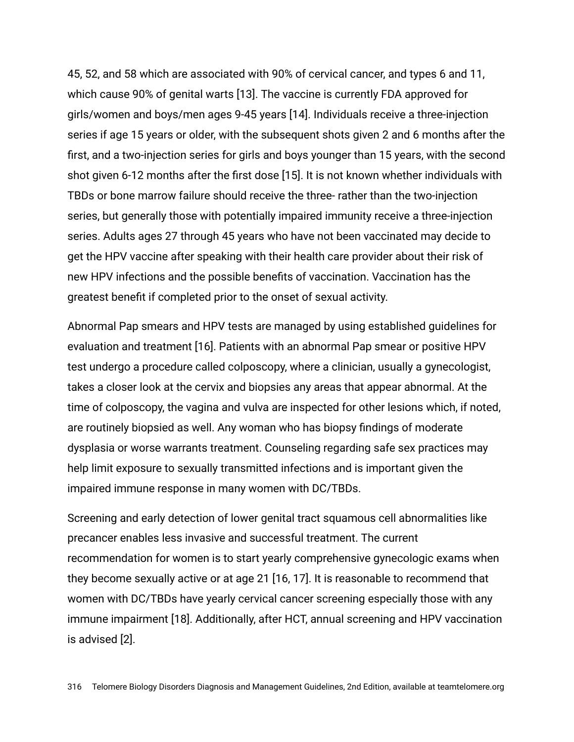45, 52, and 58 which are associated with 90% of cervical cancer, and types 6 and 11, which cause 90% of genital warts [13]. The vaccine is currently FDA approved for girls/women and boys/men ages 9-45 years [14]. Individuals receive a three-injection series if age 15 years or older, with the subsequent shots given 2 and 6 months after the first, and a two-injection series for girls and boys younger than 15 years, with the second shot given 6-12 months after the first dose [15]. It is not known whether individuals with TBDs or bone marrow failure should receive the three- rather than the two-injection series, but generally those with potentially impaired immunity receive a three-injection series. Adults ages 27 through 45 years who have not been vaccinated may decide to get the HPV vaccine after speaking with their health care provider about their risk of new HPV infections and the possible benefits of vaccination. Vaccination has the greatest benefit if completed prior to the onset of sexual activity.

Abnormal Pap smears and HPV tests are managed by using established guidelines for evaluation and treatment [16]. Patients with an abnormal Pap smear or positive HPV test undergo a procedure called colposcopy, where a clinician, usually a gynecologist, takes a closer look at the cervix and biopsies any areas that appear abnormal. At the time of colposcopy, the vagina and vulva are inspected for other lesions which, if noted, are routinely biopsied as well. Any woman who has biopsy findings of moderate dysplasia or worse warrants treatment. Counseling regarding safe sex practices may help limit exposure to sexually transmitted infections and is important given the impaired immune response in many women with DC/TBDs.

Screening and early detection of lower genital tract squamous cell abnormalities like precancer enables less invasive and successful treatment. The current recommendation for women is to start yearly comprehensive gynecologic exams when they become sexually active or at age 21 [16, 17]. It is reasonable to recommend that women with DC/TBDs have yearly cervical cancer screening especially those with any immune impairment [18]. Additionally, after HCT, annual screening and HPV vaccination is advised [2].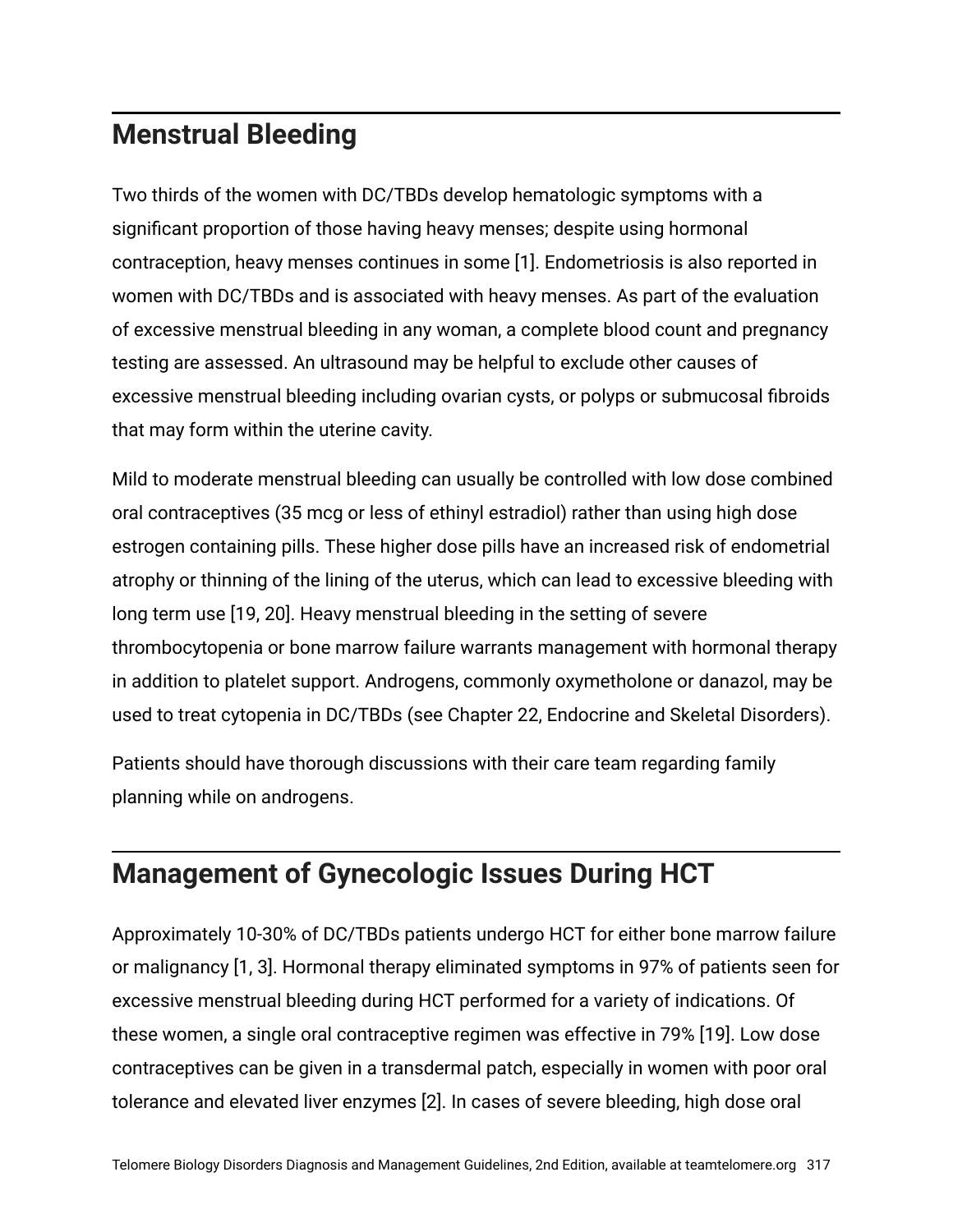## Menstrual Bleeding

Two thirds of the women with DC/TBDs develop hematologic symptoms with a significant proportion of those having heavy menses; despite using hormonal contraception, heavy menses continues in some [1]. Endometriosis is also reported in women with DC/TBDs and is associated with heavy menses. As part of the evaluation of excessive menstrual bleeding in any woman, a complete blood count and pregnancy testing are assessed. An ultrasound may be helpful to exclude other causes of excessive menstrual bleeding including ovarian cysts, or polyps or submucosal fibroids that may form within the uterine cavity.

Mild to moderate menstrual bleeding can usually be controlled with low dose combined oral contraceptives (35 mcg or less of ethinyl estradiol) rather than using high dose estrogen containing pills. These higher dose pills have an increased risk of endometrial atrophy or thinning of the lining of the uterus, which can lead to excessive bleeding with long term use [19, 20]. Heavy menstrual bleeding in the setting of severe thrombocytopenia or bone marrow failure warrants management with hormonal therapy in addition to platelet support. Androgens, commonly oxymetholone or danazol, may be used to treat cytopenia in DC/TBDs (see Chapter 22, Endocrine and Skeletal Disorders).

Patients should have thorough discussions with their care team regarding family planning while on androgens.

## Management of Gynecologic Issues During HCT

Approximately 10-30% of DC/TBDs patients undergo HCT for either bone marrow failure or malignancy [1, 3]. Hormonal therapy eliminated symptoms in 97% of patients seen for excessive menstrual bleeding during HCT performed for a variety of indications. Of these women, a single oral contraceptive regimen was effective in 79% [19]. Low dose contraceptives can be given in a transdermal patch, especially in women with poor oral tolerance and elevated liver enzymes [2]. In cases of severe bleeding, high dose oral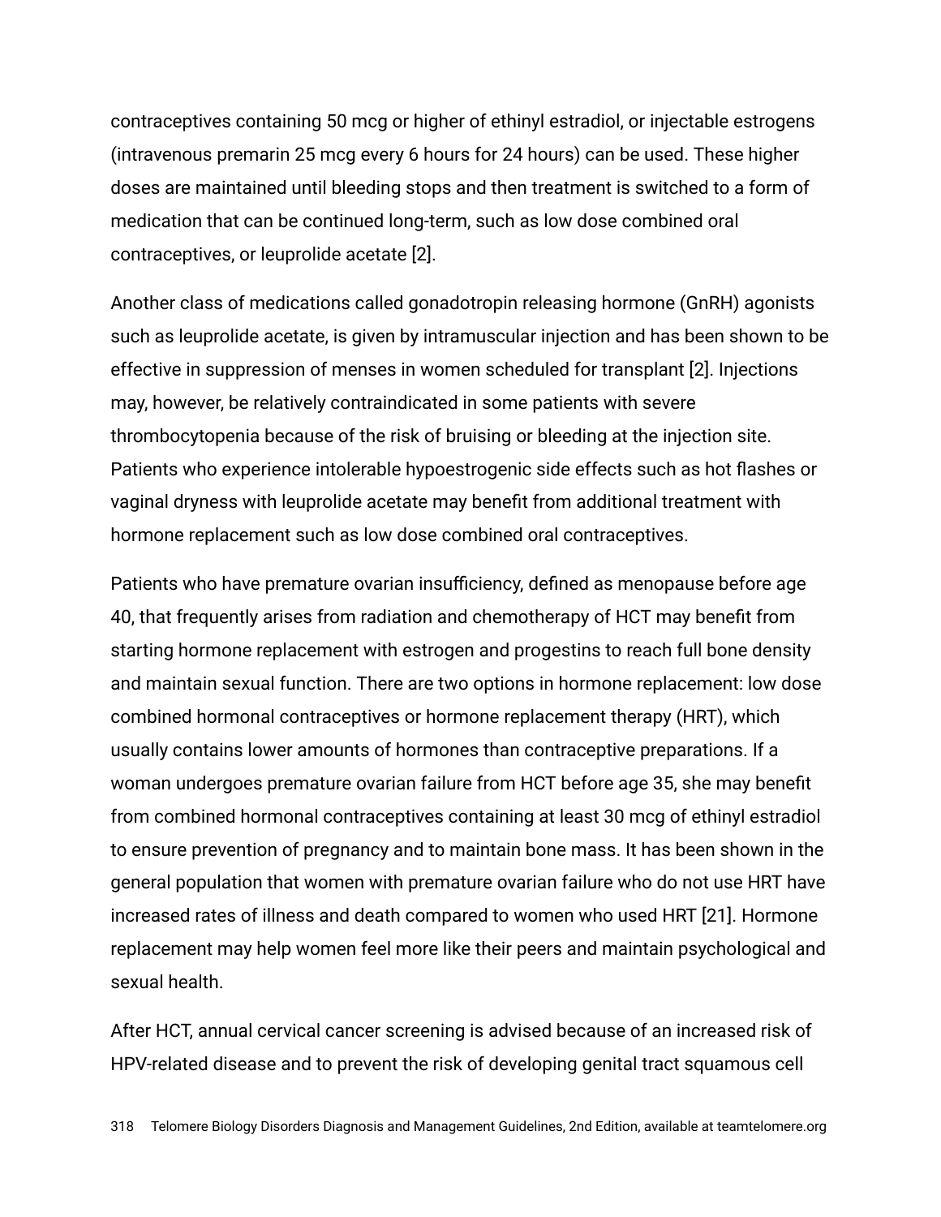contraceptives containing 50 mcg or higher of ethinyl estradiol, or injectable estrogens (intravenous premarin 25 mcg every 6 hours for 24 hours) can be used. These higher doses are maintained until bleeding stops and then treatment is switched to a form of medication that can be continued long-term, such as low dose combined oral contraceptives, or leuprolide acetate [2].

Another class of medications called gonadotropin releasing hormone (GnRH) agonists such as leuprolide acetate, is given by intramuscular injection and has been shown to be effective in suppression of menses in women scheduled for transplant [2]. Injections may, however, be relatively contraindicated in some patients with severe thrombocytopenia because of the risk of bruising or bleeding at the injection site. Patients who experience intolerable hypoestrogenic side effects such as hot flashes or vaginal dryness with leuprolide acetate may benefit from additional treatment with hormone replacement such as low dose combined oral contraceptives.

Patients who have premature ovarian insufficiency, defined as menopause before age 40, that frequently arises from radiation and chemotherapy of HCT may benefit from starting hormone replacement with estrogen and progestins to reach full bone density and maintain sexual function. There are two options in hormone replacement: low dose combined hormonal contraceptives or hormone replacement therapy (HRT), which usually contains lower amounts of hormones than contraceptive preparations. If a woman undergoes premature ovarian failure from HCT before age 35, she may benefit from combined hormonal contraceptives containing at least 30 mcg of ethinyl estradiol to ensure prevention of pregnancy and to maintain bone mass. It has been shown in the general population that women with premature ovarian failure who do not use HRT have increased rates of illness and death compared to women who used HRT [21]. Hormone replacement may help women feel more like their peers and maintain psychological and sexual health.

After HCT, annual cervical cancer screening is advised because of an increased risk of HPV-related disease and to prevent the risk of developing genital tract squamous cell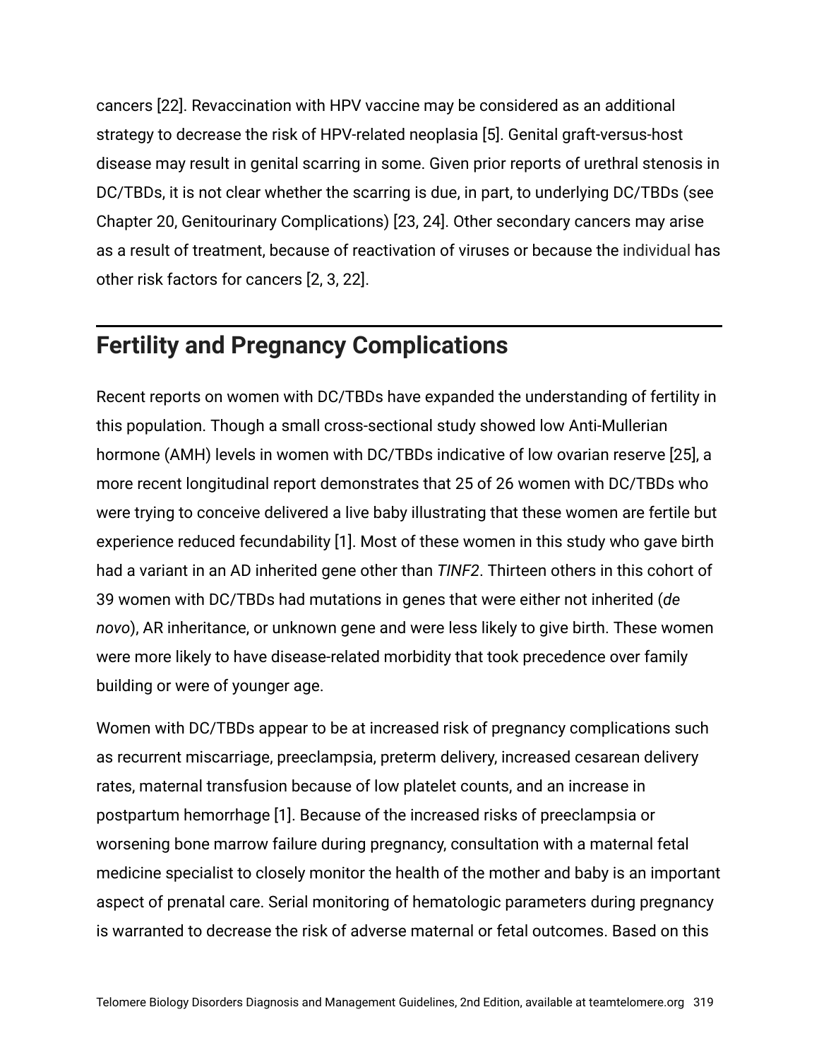cancers [22]. Revaccination with HPV vaccine may be considered as an additional strategy to decrease the risk of HPV-related neoplasia [5]. Genital graft-versus-host disease may result in genital scarring in some. Given prior reports of urethral stenosis in DC/TBDs, it is not clear whether the scarring is due, in part, to underlying DC/TBDs (see Chapter 20, Genitourinary Complications) [23, 24]. Other secondary cancers may arise as a result of treatment, because of reactivation of viruses or because the individual has other risk factors for cancers [2, 3, 22].

## Fertility and Pregnancy Complications

Recent reports on women with DC/TBDs have expanded the understanding of fertility in this population. Though a small cross-sectional study showed low Anti-Mullerian hormone (AMH) levels in women with DC/TBDs indicative of low ovarian reserve [25], a more recent longitudinal report demonstrates that 25 of 26 women with DC/TBDs who were trying to conceive delivered a live baby illustrating that these women are fertile but experience reduced fecundability [1]. Most of these women in this study who gave birth had a variant in an AD inherited gene other than *TINF2*. Thirteen others in this cohort of 39 women with DC/TBDs had mutations in genes that were either not inherited (*de novo*), AR inheritance, or unknown gene and were less likely to give birth. These women were more likely to have disease-related morbidity that took precedence over family building or were of younger age.

Women with DC/TBDs appear to be at increased risk of pregnancy complications such as recurrent miscarriage, preeclampsia, preterm delivery, increased cesarean delivery rates, maternal transfusion because of low platelet counts, and an increase in postpartum hemorrhage [1]. Because of the increased risks of preeclampsia or worsening bone marrow failure during pregnancy, consultation with a maternal fetal medicine specialist to closely monitor the health of the mother and baby is an important aspect of prenatal care. Serial monitoring of hematologic parameters during pregnancy is warranted to decrease the risk of adverse maternal or fetal outcomes. Based on this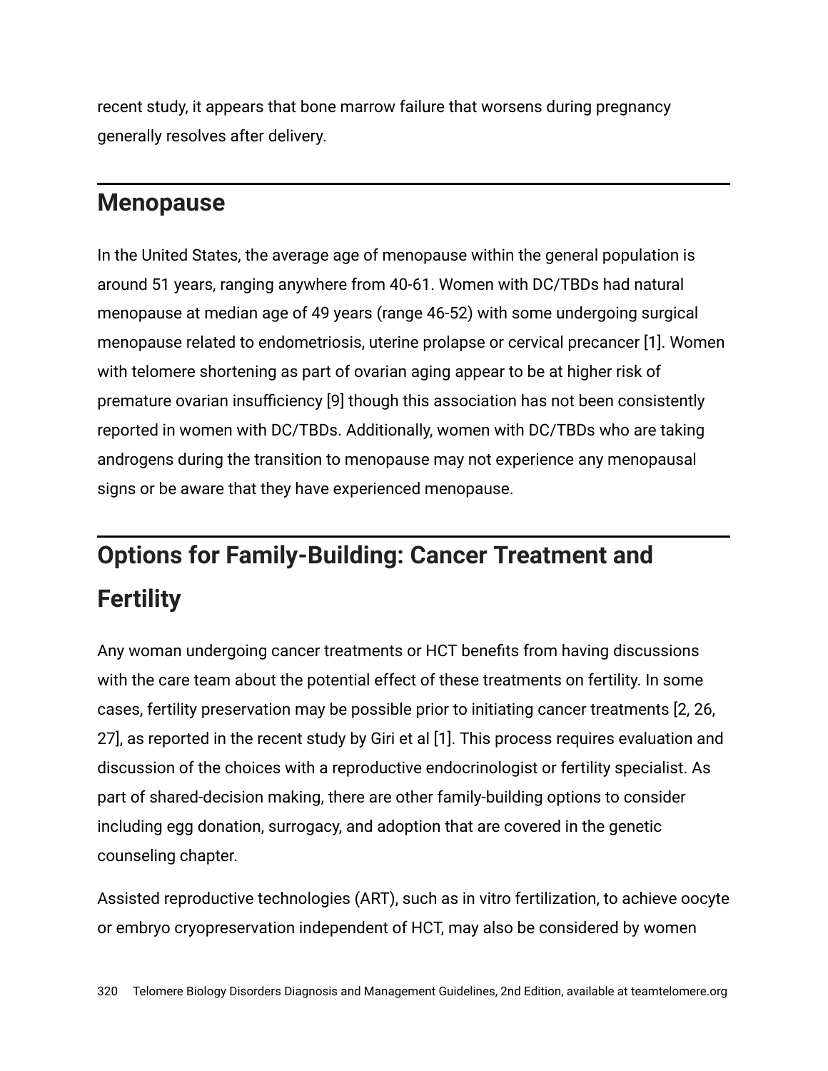recent study, it appears that bone marrow failure that worsens during pregnancy generally resolves after delivery.

## Menopause

In the United States, the average age of menopause within the general population is around 51 years, ranging anywhere from 40-61. Women with DC/TBDs had natural menopause at median age of 49 years (range 46-52) with some undergoing surgical menopause related to endometriosis, uterine prolapse or cervical precancer [1]. Women with telomere shortening as part of ovarian aging appear to be at higher risk of premature ovarian insufficiency [9] though this association has not been consistently reported in women with DC/TBDs. Additionally, women with DC/TBDs who are taking androgens during the transition to menopause may not experience any menopausal signs or be aware that they have experienced menopause.

## Options for Family-Building: Cancer Treatment and Fertility

Any woman undergoing cancer treatments or HCT benefits from having discussions with the care team about the potential effect of these treatments on fertility. In some cases, fertility preservation may be possible prior to initiating cancer treatments [2, 26, 27], as reported in the recent study by Giri et al [1]. This process requires evaluation and discussion of the choices with a reproductive endocrinologist or fertility specialist. As part of shared-decision making, there are other family-building options to consider including egg donation, surrogacy, and adoption that are covered in the genetic counseling chapter.

Assisted reproductive technologies (ART), such as in vitro fertilization, to achieve oocyte or embryo cryopreservation independent of HCT, may also be considered by women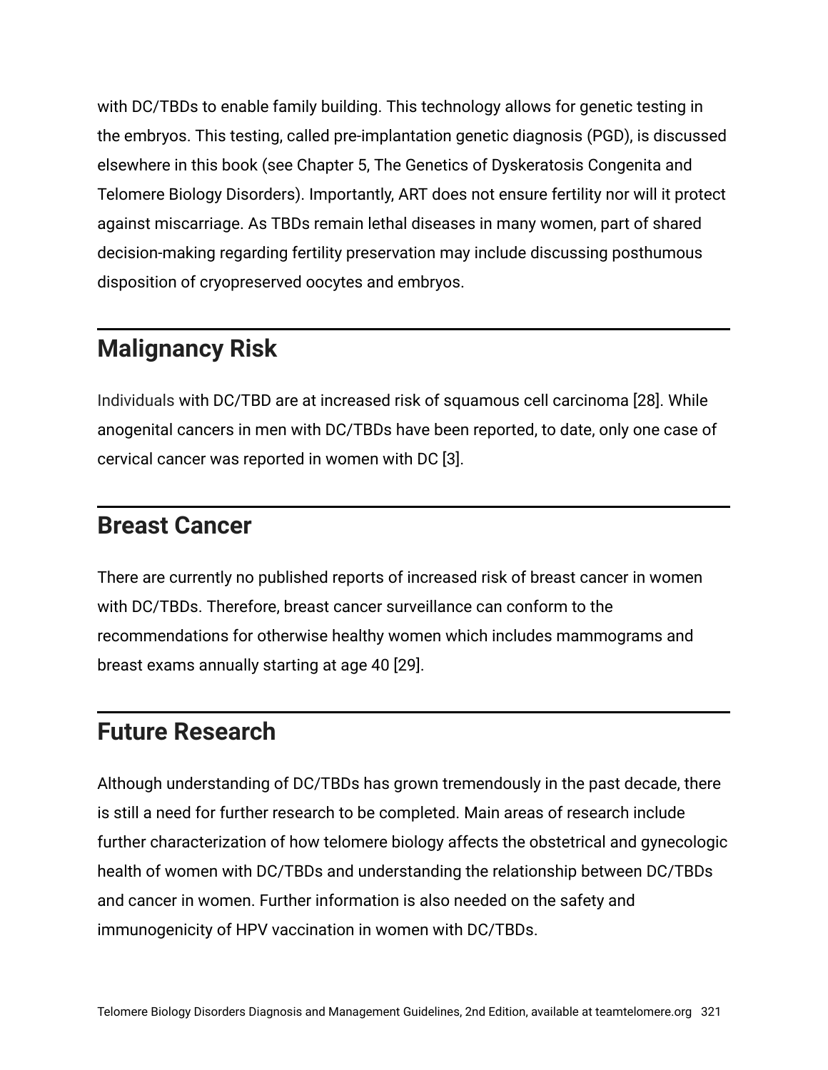with DC/TBDs to enable family building. This technology allows for genetic testing in the embryos. This testing, called pre-implantation genetic diagnosis (PGD), is discussed elsewhere in this book (see Chapter 5, The Genetics of Dyskeratosis Congenita and Telomere Biology Disorders). Importantly, ART does not ensure fertility nor will it protect against miscarriage. As TBDs remain lethal diseases in many women, part of shared decision-making regarding fertility preservation may include discussing posthumous disposition of cryopreserved oocytes and embryos.

## Malignancy Risk

Individuals with DC/TBD are at increased risk of squamous cell carcinoma [28]. While anogenital cancers in men with DC/TBDs have been reported, to date, only one case of cervical cancer was reported in women with DC [3].

## Breast Cancer

There are currently no published reports of increased risk of breast cancer in women with DC/TBDs. Therefore, breast cancer surveillance can conform to the recommendations for otherwise healthy women which includes mammograms and breast exams annually starting at age 40 [29].

## Future Research

Although understanding of DC/TBDs has grown tremendously in the past decade, there is still a need for further research to be completed. Main areas of research include further characterization of how telomere biology affects the obstetrical and gynecologic health of women with DC/TBDs and understanding the relationship between DC/TBDs and cancer in women. Further information is also needed on the safety and immunogenicity of HPV vaccination in women with DC/TBDs.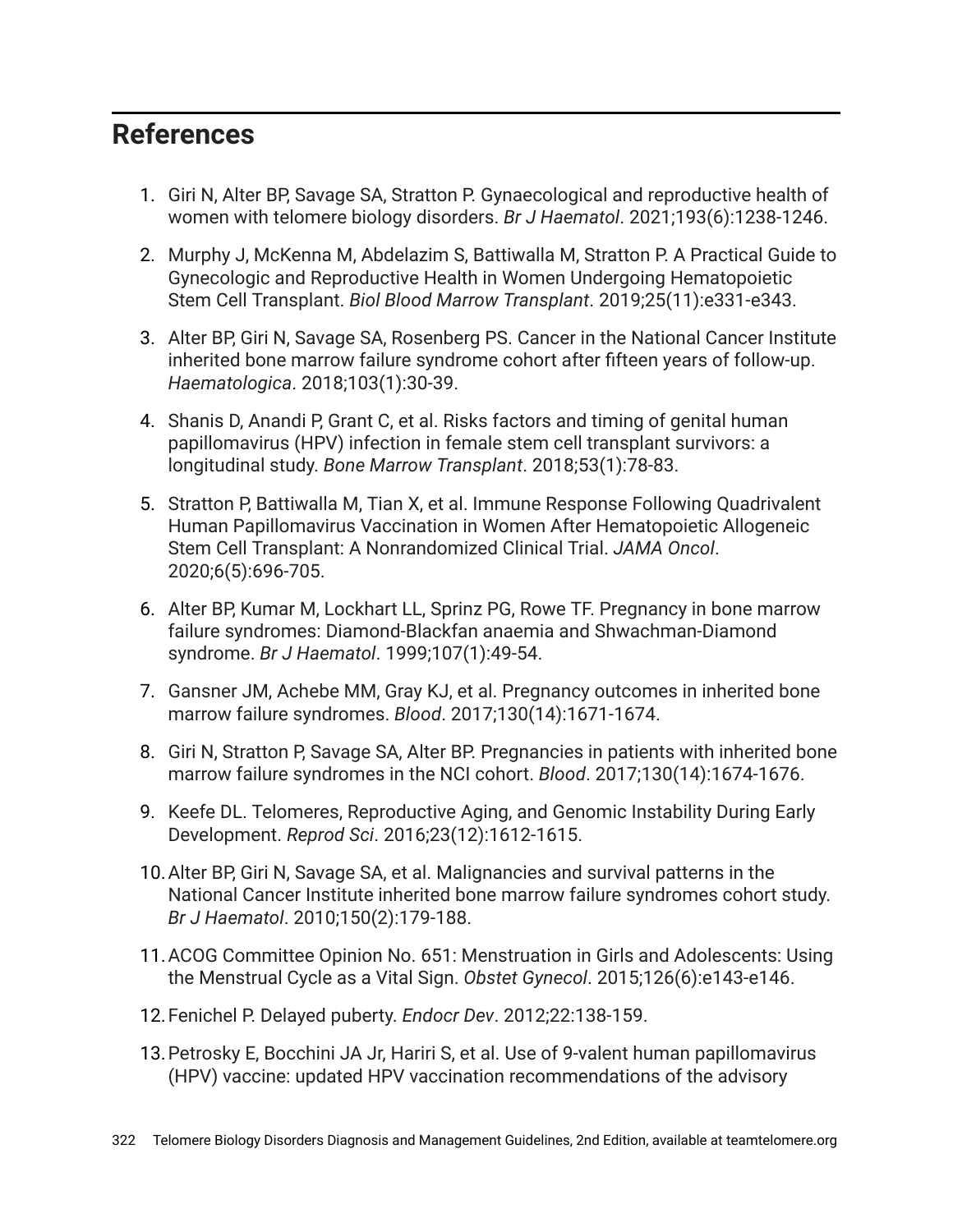## References

1. Giri N, Alter BP, Savage SA, Stratton P. Gynaecological and reproductive health of women with telomere biology disorders. *Br J Haematol*. 2021;193(6):1238-1246.
2. Murphy J, McKenna M, Abdelazim S, Battiwalla M, Stratton P. A Practical Guide to Gynecologic and Reproductive Health in Women Undergoing Hematopoietic Stem Cell Transplant. *Biol Blood Marrow Transplant*. 2019;25(11):e331-e343.
3. Alter BP, Giri N, Savage SA, Rosenberg PS. Cancer in the National Cancer Institute inherited bone marrow failure syndrome cohort after fifteen years of follow-up. *Haematologica*. 2018;103(1):30-39.
4. Shanis D, Anandi P, Grant C, et al. Risks factors and timing of genital human papillomavirus (HPV) infection in female stem cell transplant survivors: a longitudinal study. *Bone Marrow Transplant*. 2018;53(1):78-83.
5. Stratton P, Battiwalla M, Tian X, et al. Immune Response Following Quadrivalent Human Papillomavirus Vaccination in Women After Hematopoietic Allogeneic Stem Cell Transplant: A Nonrandomized Clinical Trial. *JAMA Oncol*. 2020;6(5):696-705.
6. Alter BP, Kumar M, Lockhart LL, Sprinz PG, Rowe TF. Pregnancy in bone marrow failure syndromes: Diamond-Blackfan anaemia and Shwachman-Diamond syndrome. *Br J Haematol*. 1999;107(1):49-54.
7. Gansner JM, Achebe MM, Gray KJ, et al. Pregnancy outcomes in inherited bone marrow failure syndromes. *Blood*. 2017;130(14):1671-1674.
8. Giri N, Stratton P, Savage SA, Alter BP. Pregnancies in patients with inherited bone marrow failure syndromes in the NCI cohort. *Blood*. 2017;130(14):1674-1676.
9. Keefe DL. Telomeres, Reproductive Aging, and Genomic Instability During Early Development. *Reprod Sci*. 2016;23(12):1612-1615.
10. Alter BP, Giri N, Savage SA, et al. Malignancies and survival patterns in the National Cancer Institute inherited bone marrow failure syndromes cohort study. *Br J Haematol*. 2010;150(2):179-188.
11. ACOG Committee Opinion No. 651: Menstruation in Girls and Adolescents: Using the Menstrual Cycle as a Vital Sign. *Obstet Gynecol*. 2015;126(6):e143-e146.
12. Fenichel P. Delayed puberty. *Endocr Dev*. 2012;22:138-159.
13. Petrosky E, Bocchini JA Jr, Hariri S, et al. Use of 9-valent human papillomavirus (HPV) vaccine: updated HPV vaccination recommendations of the advisory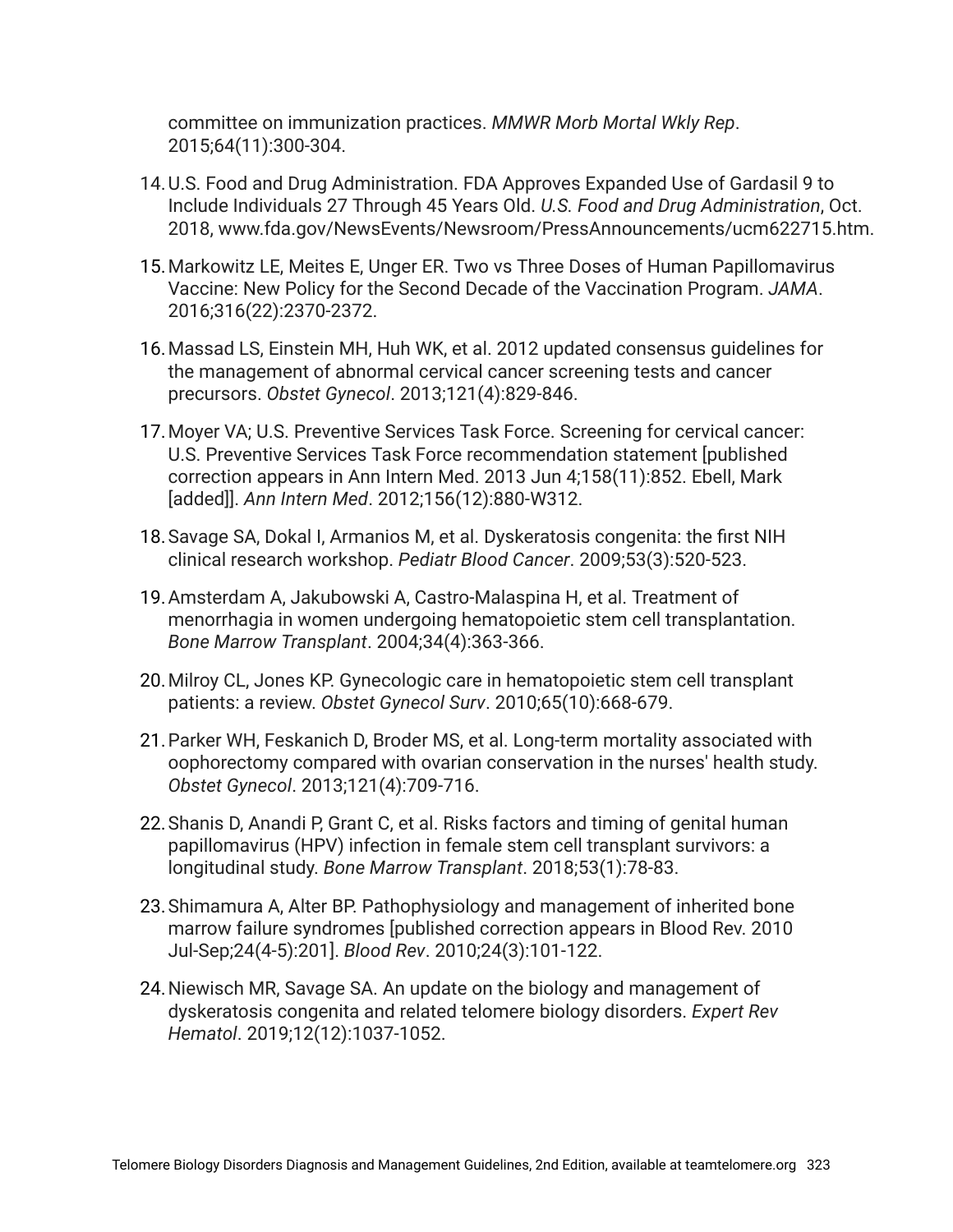committee on immunization practices. *MMWR Morb Mortal Wkly Rep*. 2015;64(11):300-304.

14. U.S. Food and Drug Administration. FDA Approves Expanded Use of Gardasil 9 to Include Individuals 27 Through 45 Years Old. *U.S. Food and Drug Administration*, Oct. 2018, www.fda.gov/NewsEvents/Newsroom/PressAnnouncements/ucm622715.htm.

15. Markowitz LE, Meites E, Unger ER. Two vs Three Doses of Human Papillomavirus Vaccine: New Policy for the Second Decade of the Vaccination Program. *JAMA*. 2016;316(22):2370-2372.

16. Massad LS, Einstein MH, Huh WK, et al. 2012 updated consensus guidelines for the management of abnormal cervical cancer screening tests and cancer precursors. *Obstet Gynecol*. 2013;121(4):829-846.

17. Moyer VA; U.S. Preventive Services Task Force. Screening for cervical cancer: U.S. Preventive Services Task Force recommendation statement [published correction appears in Ann Intern Med. 2013 Jun 4;158(11):852. Ebell, Mark [added]]. *Ann Intern Med*. 2012;156(12):880-W312.

18. Savage SA, Dokal I, Armanios M, et al. Dyskeratosis congenita: the first NIH clinical research workshop. *Pediatr Blood Cancer*. 2009;53(3):520-523.

19. Amsterdam A, Jakubowski A, Castro-Malaspina H, et al. Treatment of menorrhagia in women undergoing hematopoietic stem cell transplantation. *Bone Marrow Transplant*. 2004;34(4):363-366.

20. Milroy CL, Jones KP. Gynecologic care in hematopoietic stem cell transplant patients: a review. *Obstet Gynecol Surv*. 2010;65(10):668-679.

21. Parker WH, Feskanich D, Broder MS, et al. Long-term mortality associated with oophorectomy compared with ovarian conservation in the nurses' health study. *Obstet Gynecol*. 2013;121(4):709-716.

22. Shanis D, Anandi P, Grant C, et al. Risks factors and timing of genital human papillomavirus (HPV) infection in female stem cell transplant survivors: a longitudinal study. *Bone Marrow Transplant*. 2018;53(1):78-83.

23. Shimamura A, Alter BP. Pathophysiology and management of inherited bone marrow failure syndromes [published correction appears in Blood Rev. 2010 Jul-Sep;24(4-5):201]. *Blood Rev*. 2010;24(3):101-122.

24. Niewisch MR, Savage SA. An update on the biology and management of dyskeratosis congenita and related telomere biology disorders. *Expert Rev Hematol*. 2019;12(12):1037-1052.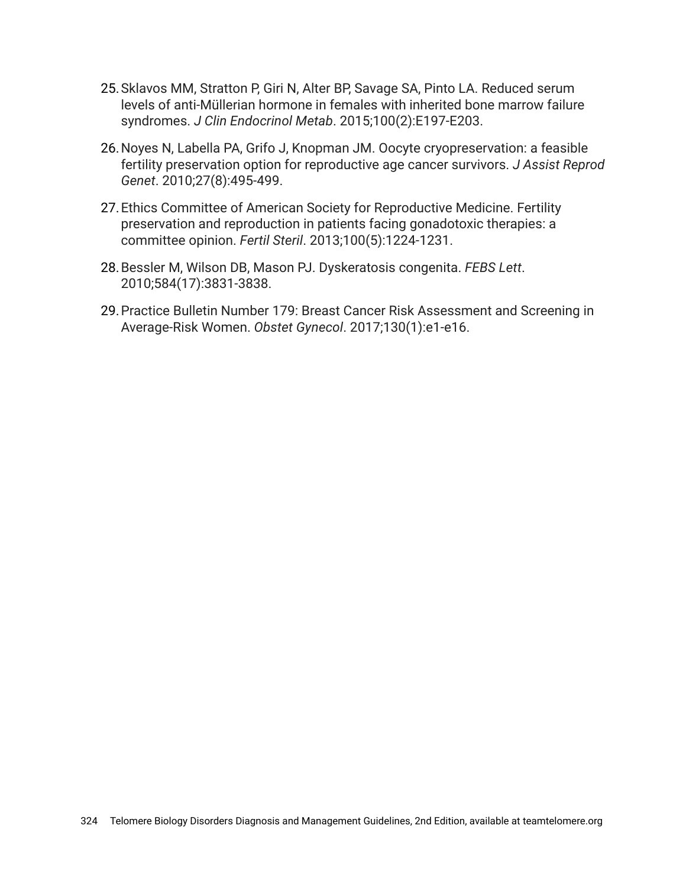25. Sklavos MM, Stratton P, Giri N, Alter BP, Savage SA, Pinto LA. Reduced serum levels of anti-Müllerian hormone in females with inherited bone marrow failure syndromes. *J Clin Endocrinol Metab*. 2015;100(2):E197-E203.
26. Noyes N, Labella PA, Grifo J, Knopman JM. Oocyte cryopreservation: a feasible fertility preservation option for reproductive age cancer survivors. *J Assist Reprod Genet*. 2010;27(8):495-499.
27. Ethics Committee of American Society for Reproductive Medicine. Fertility preservation and reproduction in patients facing gonadotoxic therapies: a committee opinion. *Fertil Steril*. 2013;100(5):1224-1231.
28. Bessler M, Wilson DB, Mason PJ. Dyskeratosis congenita. *FEBS Lett*. 2010;584(17):3831-3838.
29. Practice Bulletin Number 179: Breast Cancer Risk Assessment and Screening in Average-Risk Women. *Obstet Gynecol*. 2017;130(1):e1-e16.